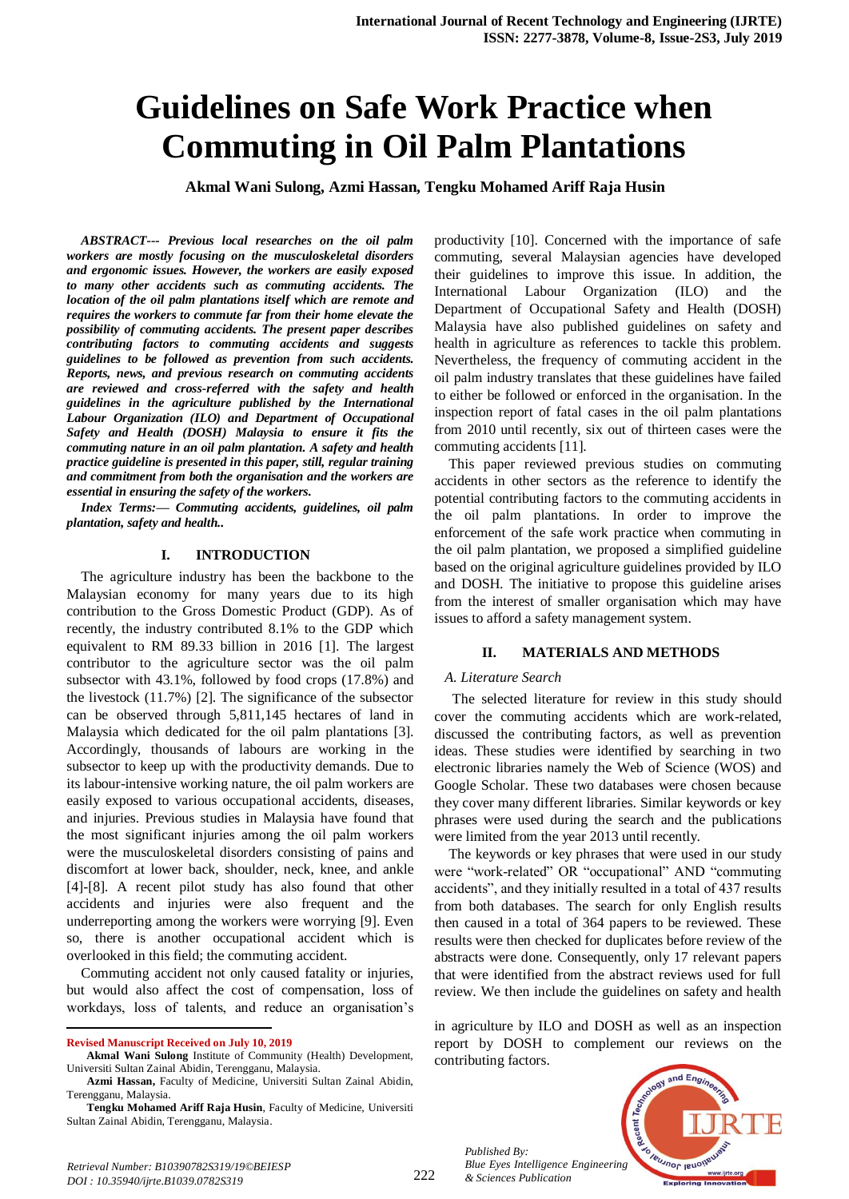# Guidelines on Safe Work Practice when Commuting in Oil Palm Plantations

**Akmal Wani Sulong, Azmi Hassan, Tengku Mohamed Ariff Raja Husin**

***ABSTRACT--- Previous local researches on the oil palm workers are mostly focusing on the musculoskeletal disorders and ergonomic issues. However, the workers are easily exposed to many other accidents such as commuting accidents. The location of the oil palm plantations itself which are remote and requires the workers to commute far from their home elevate the possibility of commuting accidents. The present paper describes contributing factors to commuting accidents and suggests guidelines to be followed as prevention from such accidents. Reports, news, and previous research on commuting accidents are reviewed and cross-referred with the safety and health guidelines in the agriculture published by the International Labour Organization (ILO) and Department of Occupational Safety and Health (DOSH) Malaysia to ensure it fits the commuting nature in an oil palm plantation. A safety and health practice guideline is presented in this paper, still, regular training and commitment from both the organisation and the workers are essential in ensuring the safety of the workers.***

***Index Terms:— Commuting accidents, guidelines, oil palm plantation, safety and health..***

## I. INTRODUCTION

The agriculture industry has been the backbone to the Malaysian economy for many years due to its high contribution to the Gross Domestic Product (GDP). As of recently, the industry contributed 8.1% to the GDP which equivalent to RM 89.33 billion in 2016 [1]. The largest contributor to the agriculture sector was the oil palm subsector with 43.1%, followed by food crops (17.8%) and the livestock (11.7%) [2]. The significance of the subsector can be observed through 5,811,145 hectares of land in Malaysia which dedicated for the oil palm plantations [3]. Accordingly, thousands of labours are working in the subsector to keep up with the productivity demands. Due to its labour-intensive working nature, the oil palm workers are easily exposed to various occupational accidents, diseases, and injuries. Previous studies in Malaysia have found that the most significant injuries among the oil palm workers were the musculoskeletal disorders consisting of pains and discomfort at lower back, shoulder, neck, knee, and ankle [4]-[8]. A recent pilot study has also found that other accidents and injuries were also frequent and the underreporting among the workers were worrying [9]. Even so, there is another occupational accident which is overlooked in this field; the commuting accident.

Commuting accident not only caused fatality or injuries, but would also affect the cost of compensation, loss of workdays, loss of talents, and reduce an organisation's productivity [10]. Concerned with the importance of safe commuting, several Malaysian agencies have developed their guidelines to improve this issue. In addition, the International Labour Organization (ILO) and the Department of Occupational Safety and Health (DOSH) Malaysia have also published guidelines on safety and health in agriculture as references to tackle this problem. Nevertheless, the frequency of commuting accident in the oil palm industry translates that these guidelines have failed to either be followed or enforced in the organisation. In the inspection report of fatal cases in the oil palm plantations from 2010 until recently, six out of thirteen cases were the commuting accidents [11].

This paper reviewed previous studies on commuting accidents in other sectors as the reference to identify the potential contributing factors to the commuting accidents in the oil palm plantations. In order to improve the enforcement of the safe work practice when commuting in the oil palm plantation, we proposed a simplified guideline based on the original agriculture guidelines provided by ILO and DOSH. The initiative to propose this guideline arises from the interest of smaller organisation which may have issues to afford a safety management system.

## II. MATERIALS AND METHODS

### *A. Literature Search*

The selected literature for review in this study should cover the commuting accidents which are work-related, discussed the contributing factors, as well as prevention ideas. These studies were identified by searching in two electronic libraries namely the Web of Science (WOS) and Google Scholar. These two databases were chosen because they cover many different libraries. Similar keywords or key phrases were used during the search and the publications were limited from the year 2013 until recently.

The keywords or key phrases that were used in our study were "work-related" OR "occupational" AND "commuting accidents", and they initially resulted in a total of 437 results from both databases. The search for only English results then caused in a total of 364 papers to be reviewed. These results were then checked for duplicates before review of the abstracts were done. Consequently, only 17 relevant papers that were identified from the abstract reviews used for full review. We then include the guidelines on safety and health in agriculture by ILO and DOSH as well as an inspection report by DOSH to complement our reviews on the contributing factors.

---

**Revised Manuscript Received on July 10, 2019**

**Akmal Wani Sulong** Institute of Community (Health) Development, Universiti Sultan Zainal Abidin, Terengganu, Malaysia.

**Azmi Hassan,** Faculty of Medicine, Universiti Sultan Zainal Abidin, Terengganu, Malaysia.

**Tengku Mohamed Ariff Raja Husin**, Faculty of Medicine, Universiti Sultan Zainal Abidin, Terengganu, Malaysia.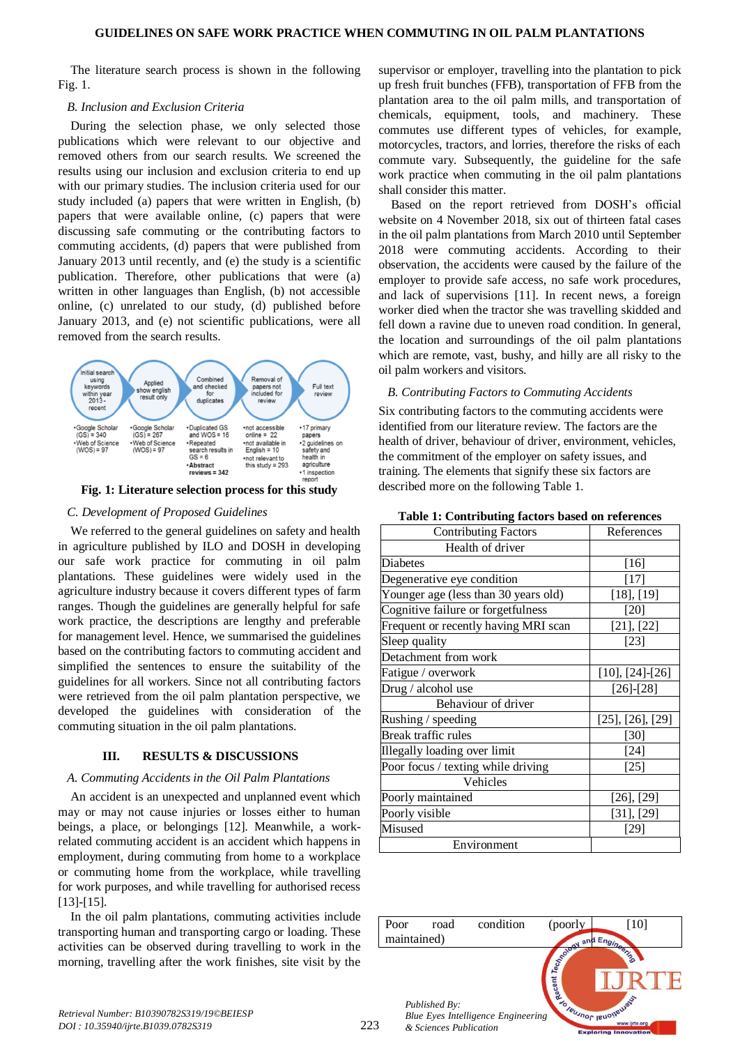The literature search process is shown in the following Fig. 1.

### B. Inclusion and Exclusion Criteria

During the selection phase, we only selected those publications which were relevant to our objective and removed others from our search results. We screened the results using our inclusion and exclusion criteria to end up with our primary studies. The inclusion criteria used for our study included (a) papers that were written in English, (b) papers that were available online, (c) papers that were discussing safe commuting or the contributing factors to commuting accidents, (d) papers that were published from January 2013 until recently, and (e) the study is a scientific publication. Therefore, other publications that were (a) written in other languages than English, (b) not accessible online, (c) unrelated to our study, (d) published before January 2013, and (e) not scientific publications, were all removed from the search results.

Initial search using keywords within year 2013 - recent → Applied show english result only → Combined and checked for duplicates → Removal of papers not included for review → Full text review

- •Google Scholar (GS) = 340 •Web of Science (WOS) = 97
- •Google Scholar (GS) = 267 •Web of Science (WOS) = 97
- •Duplicated GS and WOS = 16 •Repeated search results in GS = 6 •Abstract reviews = 342
- •not accessible online = 22 •not available in English = 10 •not relevant to this study = 293
- •17 primary papers •2 guidelines on safety and health in agriculture •1 inspection report

**Fig. 1: Literature selection process for this study**

### C. Development of Proposed Guidelines

We referred to the general guidelines on safety and health in agriculture published by ILO and DOSH in developing our safe work practice for commuting in oil palm plantations. These guidelines were widely used in the agriculture industry because it covers different types of farm ranges. Though the guidelines are generally helpful for safe work practice, the descriptions are lengthy and preferable for management level. Hence, we summarised the guidelines based on the contributing factors to commuting accident and simplified the sentences to ensure the suitability of the guidelines for all workers. Since not all contributing factors were retrieved from the oil palm plantation perspective, we developed the guidelines with consideration of the commuting situation in the oil palm plantations.

## III. RESULTS & DISCUSSIONS

### A. Commuting Accidents in the Oil Palm Plantations

An accident is an unexpected and unplanned event which may or may not cause injuries or losses either to human beings, a place, or belongings [12]. Meanwhile, a work-related commuting accident is an accident which happens in employment, during commuting from home to a workplace or commuting home from the workplace, while travelling for work purposes, and while travelling for authorised recess [13]-[15].

In the oil palm plantations, commuting activities include transporting human and transporting cargo or loading. These activities can be observed during travelling to work in the morning, travelling after the work finishes, site visit by the supervisor or employer, travelling into the plantation to pick up fresh fruit bunches (FFB), transportation of FFB from the plantation area to the oil palm mills, and transportation of chemicals, equipment, tools, and machinery. These commutes use different types of vehicles, for example, motorcycles, tractors, and lorries, therefore the risks of each commute vary. Subsequently, the guideline for the safe work practice when commuting in the oil palm plantations shall consider this matter.

Based on the report retrieved from DOSH's official website on 4 November 2018, six out of thirteen fatal cases in the oil palm plantations from March 2010 until September 2018 were commuting accidents. According to their observation, the accidents were caused by the failure of the employer to provide safe access, no safe work procedures, and lack of supervisions [11]. In recent news, a foreign worker died when the tractor she was travelling skidded and fell down a ravine due to uneven road condition. In general, the location and surroundings of the oil palm plantations which are remote, vast, bushy, and hilly are all risky to the oil palm workers and visitors.

### B. Contributing Factors to Commuting Accidents

Six contributing factors to the commuting accidents were identified from our literature review. The factors are the health of driver, behaviour of driver, environment, vehicles, the commitment of the employer on safety issues, and training. The elements that signify these six factors are described more on the following Table 1.

**Table 1: Contributing factors based on references**

| Contributing Factors | References |
|---|---|
| Health of driver | |
| Diabetes | [16] |
| Degenerative eye condition | [17] |
| Younger age (less than 30 years old) | [18], [19] |
| Cognitive failure or forgetfulness | [20] |
| Frequent or recently having MRI scan | [21], [22] |
| Sleep quality | [23] |
| Detachment from work | |
| Fatigue / overwork | [10], [24]-[26] |
| Drug / alcohol use | [26]-[28] |
| Behaviour of driver | |
| Rushing / speeding | [25], [26], [29] |
| Break traffic rules | [30] |
| Illegally loading over limit | [24] |
| Poor focus / texting while driving | [25] |
| Vehicles | |
| Poorly maintained | [26], [29] |
| Poorly visible | [31], [29] |
| Misused | [29] |
| Environment | |
| Poor road condition (poorly maintained) | [10] |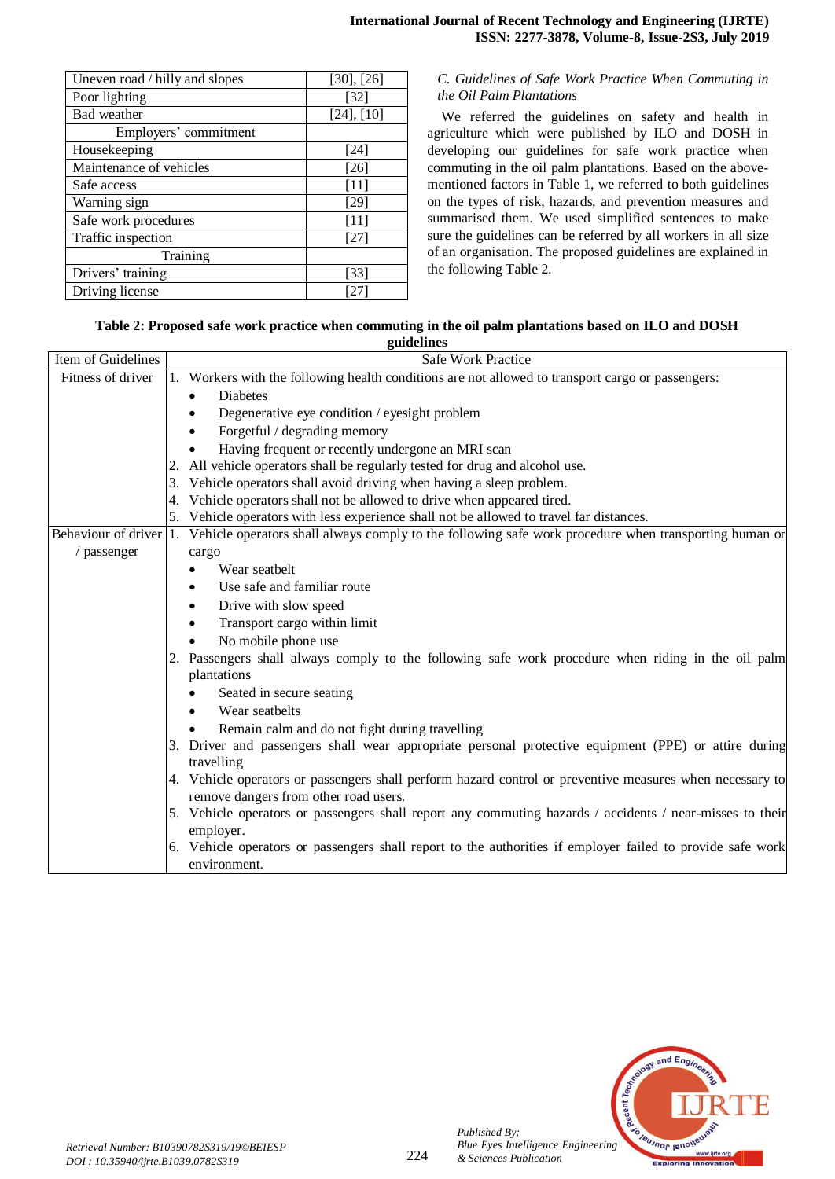| Uneven road / hilly and slopes | [30], [26] |
|---|---|
| Poor lighting | [32] |
| Bad weather | [24], [10] |
| Employers' commitment | |
| Housekeeping | [24] |
| Maintenance of vehicles | [26] |
| Safe access | [11] |
| Warning sign | [29] |
| Safe work procedures | [11] |
| Traffic inspection | [27] |
| Training | |
| Drivers' training | [33] |
| Driving license | [27] |

### *C. Guidelines of Safe Work Practice When Commuting in the Oil Palm Plantations*

We referred the guidelines on safety and health in agriculture which were published by ILO and DOSH in developing our guidelines for safe work practice when commuting in the oil palm plantations. Based on the above-mentioned factors in Table 1, we referred to both guidelines on the types of risk, hazards, and prevention measures and summarised them. We used simplified sentences to make sure the guidelines can be referred by all workers in all size of an organisation. The proposed guidelines are explained in the following Table 2.

**Table 2: Proposed safe work practice when commuting in the oil palm plantations based on ILO and DOSH guidelines**

| Item of Guidelines | Safe Work Practice |
|---|---|
| Fitness of driver | 1. Workers with the following health conditions are not allowed to transport cargo or passengers:<br>• Diabetes<br>• Degenerative eye condition / eyesight problem<br>• Forgetful / degrading memory<br>• Having frequent or recently undergone an MRI scan<br>2. All vehicle operators shall be regularly tested for drug and alcohol use.<br>3. Vehicle operators shall avoid driving when having a sleep problem.<br>4. Vehicle operators shall not be allowed to drive when appeared tired.<br>5. Vehicle operators with less experience shall not be allowed to travel far distances. |
| Behaviour of driver / passenger | 1. Vehicle operators shall always comply to the following safe work procedure when transporting human or cargo<br>• Wear seatbelt<br>• Use safe and familiar route<br>• Drive with slow speed<br>• Transport cargo within limit<br>• No mobile phone use<br>2. Passengers shall always comply to the following safe work procedure when riding in the oil palm plantations<br>• Seated in secure seating<br>• Wear seatbelts<br>• Remain calm and do not fight during travelling<br>3. Driver and passengers shall wear appropriate personal protective equipment (PPE) or attire during travelling<br>4. Vehicle operators or passengers shall perform hazard control or preventive measures when necessary to remove dangers from other road users.<br>5. Vehicle operators or passengers shall report any commuting hazards / accidents / near-misses to their employer.<br>6. Vehicle operators or passengers shall report to the authorities if employer failed to provide safe work environment. |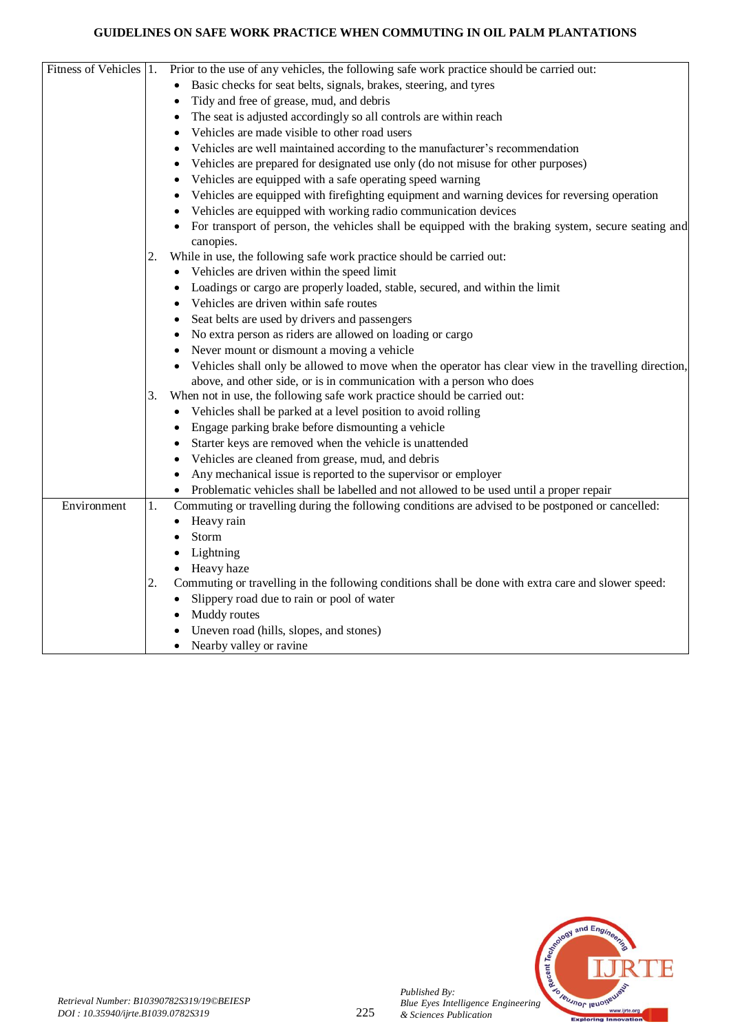| Fitness of Vehicles | 1. Prior to the use of any vehicles, the following safe work practice should be carried out: <br>• Basic checks for seat belts, signals, brakes, steering, and tyres <br>• Tidy and free of grease, mud, and debris <br>• The seat is adjusted accordingly so all controls are within reach <br>• Vehicles are made visible to other road users <br>• Vehicles are well maintained according to the manufacturer's recommendation <br>• Vehicles are prepared for designated use only (do not misuse for other purposes) <br>• Vehicles are equipped with a safe operating speed warning <br>• Vehicles are equipped with firefighting equipment and warning devices for reversing operation <br>• Vehicles are equipped with working radio communication devices <br>• For transport of person, the vehicles shall be equipped with the braking system, secure seating and canopies. <br>2. While in use, the following safe work practice should be carried out: <br>• Vehicles are driven within the speed limit <br>• Loadings or cargo are properly loaded, stable, secured, and within the limit <br>• Vehicles are driven within safe routes <br>• Seat belts are used by drivers and passengers <br>• No extra person as riders are allowed on loading or cargo <br>• Never mount or dismount a moving a vehicle <br>• Vehicles shall only be allowed to move when the operator has clear view in the travelling direction, above, and other side, or is in communication with a person who does <br>3. When not in use, the following safe work practice should be carried out: <br>• Vehicles shall be parked at a level position to avoid rolling <br>• Engage parking brake before dismounting a vehicle <br>• Starter keys are removed when the vehicle is unattended <br>• Vehicles are cleaned from grease, mud, and debris <br>• Any mechanical issue is reported to the supervisor or employer <br>• Problematic vehicles shall be labelled and not allowed to be used until a proper repair |
|---|---|
| Environment | 1. Commuting or travelling during the following conditions are advised to be postponed or cancelled: <br>• Heavy rain <br>• Storm <br>• Lightning <br>• Heavy haze <br>2. Commuting or travelling in the following conditions shall be done with extra care and slower speed: <br>• Slippery road due to rain or pool of water <br>• Muddy routes <br>• Uneven road (hills, slopes, and stones) <br>• Nearby valley or ravine |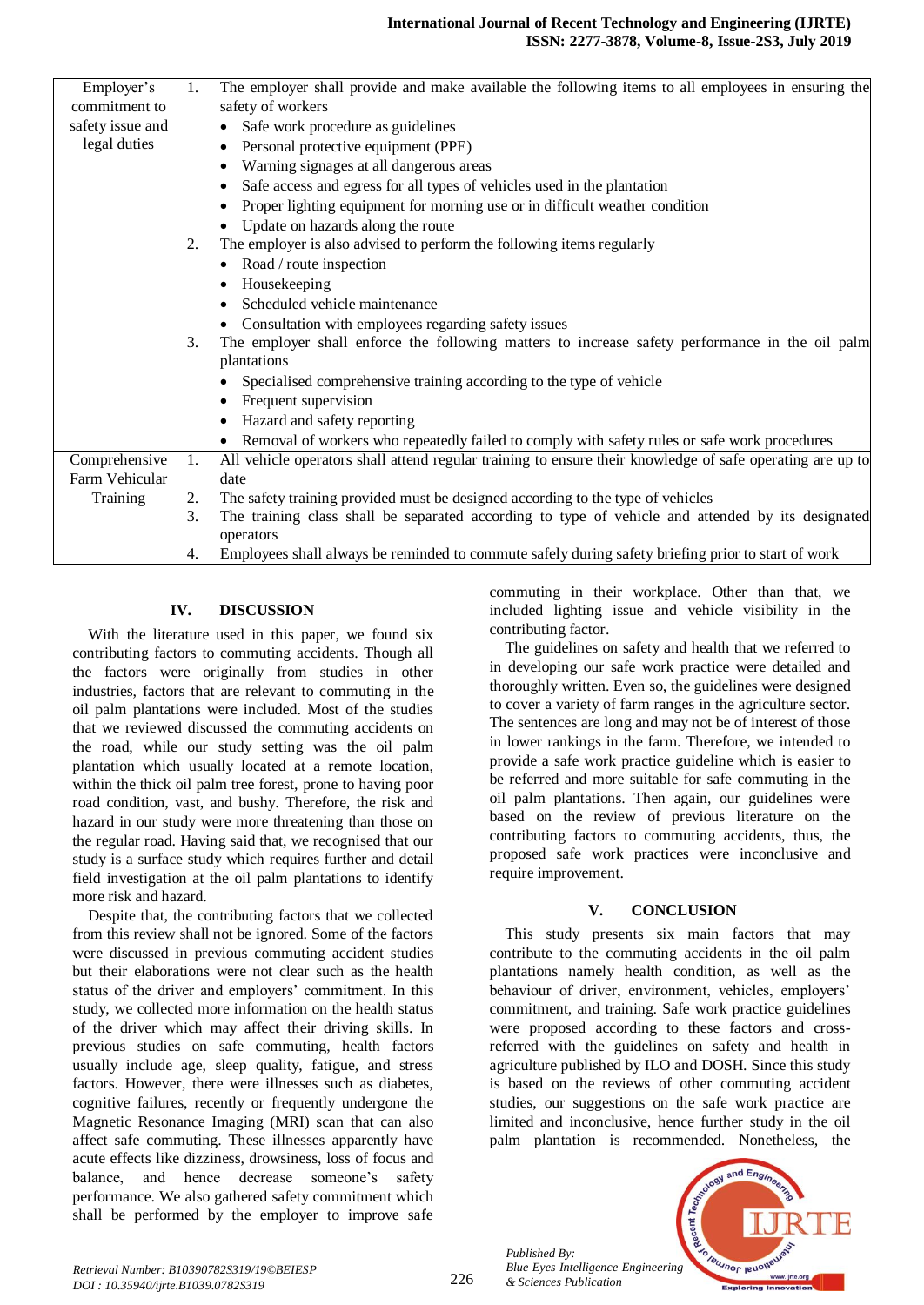| | |
|---|---|
| Employer's commitment to safety issue and legal duties | 1. The employer shall provide and make available the following items to all employees in ensuring the safety of workers<br>• Safe work procedure as guidelines<br>• Personal protective equipment (PPE)<br>• Warning signages at all dangerous areas<br>• Safe access and egress for all types of vehicles used in the plantation<br>• Proper lighting equipment for morning use or in difficult weather condition<br>• Update on hazards along the route<br>2. The employer is also advised to perform the following items regularly<br>• Road / route inspection<br>• Housekeeping<br>• Scheduled vehicle maintenance<br>• Consultation with employees regarding safety issues<br>3. The employer shall enforce the following matters to increase safety performance in the oil palm plantations<br>• Specialised comprehensive training according to the type of vehicle<br>• Frequent supervision<br>• Hazard and safety reporting<br>• Removal of workers who repeatedly failed to comply with safety rules or safe work procedures |
| Comprehensive Farm Vehicular Training | 1. All vehicle operators shall attend regular training to ensure their knowledge of safe operating are up to date<br>2. The safety training provided must be designed according to the type of vehicles<br>3. The training class shall be separated according to type of vehicle and attended by its designated operators<br>4. Employees shall always be reminded to commute safely during safety briefing prior to start of work |

## IV. DISCUSSION

With the literature used in this paper, we found six contributing factors to commuting accidents. Though all the factors were originally from studies in other industries, factors that are relevant to commuting in the oil palm plantations were included. Most of the studies that we reviewed discussed the commuting accidents on the road, while our study setting was the oil palm plantation which usually located at a remote location, within the thick oil palm tree forest, prone to having poor road condition, vast, and bushy. Therefore, the risk and hazard in our study were more threatening than those on the regular road. Having said that, we recognised that our study is a surface study which requires further and detail field investigation at the oil palm plantations to identify more risk and hazard.

Despite that, the contributing factors that we collected from this review shall not be ignored. Some of the factors were discussed in previous commuting accident studies but their elaborations were not clear such as the health status of the driver and employers' commitment. In this study, we collected more information on the health status of the driver which may affect their driving skills. In previous studies on safe commuting, health factors usually include age, sleep quality, fatigue, and stress factors. However, there were illnesses such as diabetes, cognitive failures, recently or frequently undergone the Magnetic Resonance Imaging (MRI) scan that can also affect safe commuting. These illnesses apparently have acute effects like dizziness, drowsiness, loss of focus and balance, and hence decrease someone's safety performance. We also gathered safety commitment which shall be performed by the employer to improve safe commuting in their workplace. Other than that, we included lighting issue and vehicle visibility in the contributing factor.

The guidelines on safety and health that we referred to in developing our safe work practice were detailed and thoroughly written. Even so, the guidelines were designed to cover a variety of farm ranges in the agriculture sector. The sentences are long and may not be of interest of those in lower rankings in the farm. Therefore, we intended to provide a safe work practice guideline which is easier to be referred and more suitable for safe commuting in the oil palm plantations. Then again, our guidelines were based on the review of previous literature on the contributing factors to commuting accidents, thus, the proposed safe work practices were inconclusive and require improvement.

## V. CONCLUSION

This study presents six main factors that may contribute to the commuting accidents in the oil palm plantations namely health condition, as well as the behaviour of driver, environment, vehicles, employers' commitment, and training. Safe work practice guidelines were proposed according to these factors and cross-referred with the guidelines on safety and health in agriculture published by ILO and DOSH. Since this study is based on the reviews of other commuting accident studies, our suggestions on the safe work practice are limited and inconclusive, hence further study in the oil palm plantation is recommended. Nonetheless, the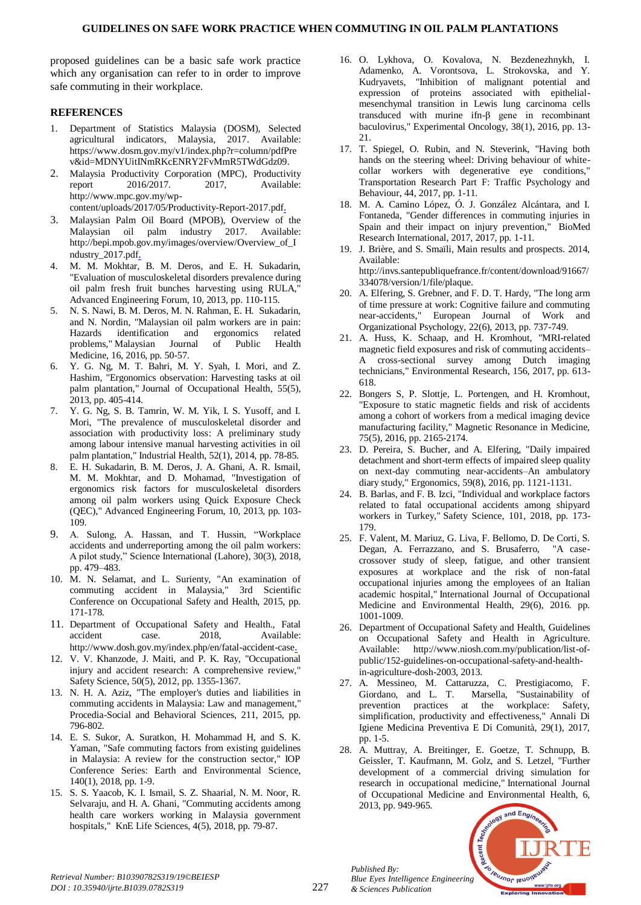proposed guidelines can be a basic safe work practice which any organisation can refer to in order to improve safe commuting in their workplace.

## REFERENCES

1. Department of Statistics Malaysia (DOSM), Selected agricultural indicators, Malaysia, 2017. Available: https://www.dosm.gov.my/v1/index.php?r=column/pdfPrev&id=MDNYUitINmRKcENRY2FvMmR5TWdGdz09.
2. Malaysia Productivity Corporation (MPC), Productivity report 2016/2017. 2017, Available: http://www.mpc.gov.my/wp-content/uploads/2017/05/Productivity-Report-2017.pdf.
3. Malaysian Palm Oil Board (MPOB), Overview of the Malaysian oil palm industry 2017. Available: http://bepi.mpob.gov.my/images/overview/Overview_of_Industry_2017.pdf.
4. M. M. Mokhtar, B. M. Deros, and E. H. Sukadarin, "Evaluation of musculoskeletal disorders prevalence during oil palm fresh fruit bunches harvesting using RULA," Advanced Engineering Forum, 10, 2013, pp. 110-115.
5. N. S. Nawi, B. M. Deros, M. N. Rahman, E. H. Sukadarin, and N. Nordin, "Malaysian oil palm workers are in pain: Hazards identification and ergonomics related problems," Malaysian Journal of Public Health Medicine, 16, 2016, pp. 50-57.
6. Y. G. Ng, M. T. Bahri, M. Y. Syah, I. Mori, and Z. Hashim, "Ergonomics observation: Harvesting tasks at oil palm plantation," Journal of Occupational Health, 55(5), 2013, pp. 405-414.
7. Y. G. Ng, S. B. Tamrin, W. M. Yik, I. S. Yusoff, and I. Mori, "The prevalence of musculoskeletal disorder and association with productivity loss: A preliminary study among labour intensive manual harvesting activities in oil palm plantation," Industrial Health, 52(1), 2014, pp. 78-85.
8. E. H. Sukadarin, B. M. Deros, J. A. Ghani, A. R. Ismail, M. M. Mokhtar, and D. Mohamad, "Investigation of ergonomics risk factors for musculoskeletal disorders among oil palm workers using Quick Exposure Check (QEC)," Advanced Engineering Forum, 10, 2013, pp. 103-109.
9. A. Sulong, A. Hassan, and T. Hussin, "Workplace accidents and underreporting among the oil palm workers: A pilot study," Science International (Lahore), 30(3), 2018, pp. 479–483.
10. M. N. Selamat, and L. Surienty, "An examination of commuting accident in Malaysia," 3rd Scientific Conference on Occupational Safety and Health, 2015, pp. 171-178.
11. Department of Occupational Safety and Health., Fatal accident case. 2018, Available: http://www.dosh.gov.my/index.php/en/fatal-accident-case.
12. V. V. Khanzode, J. Maiti, and P. K. Ray, "Occupational injury and accident research: A comprehensive review," Safety Science, 50(5), 2012, pp. 1355-1367.
13. N. H. A. Aziz, "The employer's duties and liabilities in commuting accidents in Malaysia: Law and management," Procedia-Social and Behavioral Sciences, 211, 2015, pp. 796-802.
14. E. S. Sukor, A. Suratkon, H. Mohammad H, and S. K. Yaman, "Safe commuting factors from existing guidelines in Malaysia: A review for the construction sector," IOP Conference Series: Earth and Environmental Science, 140(1), 2018, pp. 1-9.
15. S. S. Yaacob, K. I. Ismail, S. Z. Shaarial, N. M. Noor, R. Selvaraju, and H. A. Ghani, "Commuting accidents among health care workers working in Malaysia government hospitals," KnE Life Sciences, 4(5), 2018, pp. 79-87.
16. O. Lykhova, O. Kovalova, N. Bezdenezhnykh, I. Adamenko, A. Vorontsova, L. Strokovska, and Y. Kudryavets, "Inhibition of malignant potential and expression of proteins associated with epithelial-mesenchymal transition in Lewis lung carcinoma cells transduced with murine ifn-β gene in recombinant baculovirus," Experimental Oncology, 38(1), 2016, pp. 13-21.
17. T. Spiegel, O. Rubin, and N. Steverink, "Having both hands on the steering wheel: Driving behaviour of white-collar workers with degenerative eye conditions," Transportation Research Part F: Traffic Psychology and Behaviour, 44, 2017, pp. 1-11.
18. M. A. Camino López, Ó. J. González Alcántara, and I. Fontaneda, "Gender differences in commuting injuries in Spain and their impact on injury prevention," BioMed Research International, 2017, 2017, pp. 1-11.
19. J. Brière, and S. Smaïli, Main results and prospects. 2014, Available: http://invs.santepubliquefrance.fr/content/download/91667/334078/version/1/file/plaque.
20. A. Elfering, S. Grebner, and F. D. T. Hardy, "The long arm of time pressure at work: Cognitive failure and commuting near-accidents," European Journal of Work and Organizational Psychology, 22(6), 2013, pp. 737-749.
21. A. Huss, K. Schaap, and H. Kromhout, "MRI-related magnetic field exposures and risk of commuting accidents–A cross-sectional survey among Dutch imaging technicians," Environmental Research, 156, 2017, pp. 613-618.
22. Bongers S, P. Slottje, L. Portengen, and H. Kromhout, "Exposure to static magnetic fields and risk of accidents among a cohort of workers from a medical imaging device manufacturing facility," Magnetic Resonance in Medicine, 75(5), 2016, pp. 2165-2174.
23. D. Pereira, S. Bucher, and A. Elfering, "Daily impaired detachment and short-term effects of impaired sleep quality on next-day commuting near-accidents–An ambulatory diary study," Ergonomics, 59(8), 2016, pp. 1121-1131.
24. B. Barlas, and F. B. Izci, "Individual and workplace factors related to fatal occupational accidents among shipyard workers in Turkey," Safety Science, 101, 2018, pp. 173-179.
25. F. Valent, M. Mariuz, G. Liva, F. Bellomo, D. De Corti, S. Degan, A. Ferrazzano, and S. Brusaferro, "A case-crossover study of sleep, fatigue, and other transient exposures at workplace and the risk of non-fatal occupational injuries among the employees of an Italian academic hospital," International Journal of Occupational Medicine and Environmental Health, 29(6), 2016. pp. 1001-1009.
26. Department of Occupational Safety and Health, Guidelines on Occupational Safety and Health in Agriculture. Available: http://www.niosh.com.my/publication/list-of-public/152-guidelines-on-occupational-safety-and-health-in-agriculture-dosh-2003, 2013.
27. A. Messineo, M. Cattaruzza, C. Prestigiacomo, F. Giordano, and L. T. Marsella, "Sustainability of prevention practices at the workplace: Safety, simplification, productivity and effectiveness," Annali Di Igiene Medicina Preventiva E Di Comunità, 29(1), 2017, pp. 1-5.
28. A. Muttray, A. Breitinger, E. Goetze, T. Schnupp, B. Geissler, T. Kaufmann, M. Golz, and S. Letzel, "Further development of a commercial driving simulation for research in occupational medicine," International Journal of Occupational Medicine and Environmental Health, 6, 2013, pp. 949-965.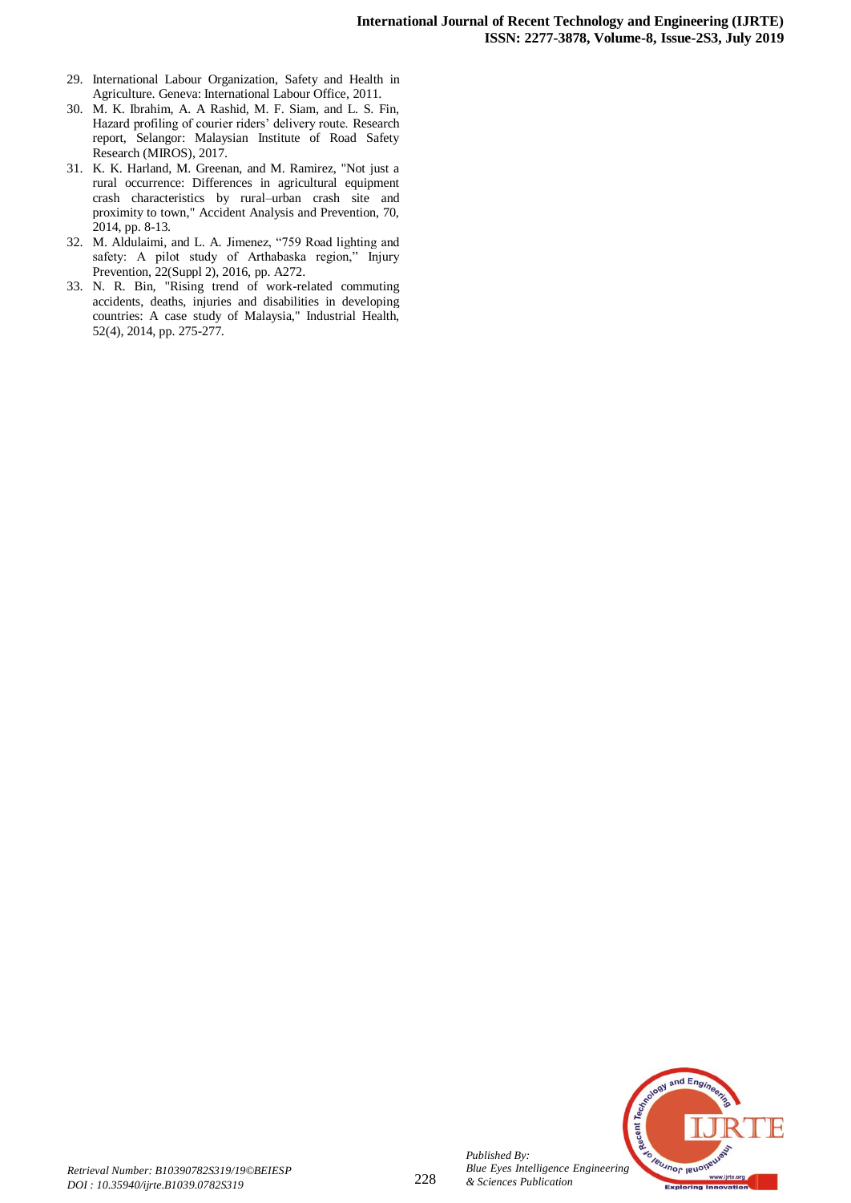29. International Labour Organization, Safety and Health in Agriculture. Geneva: International Labour Office, 2011.
30. M. K. Ibrahim, A. A Rashid, M. F. Siam, and L. S. Fin, Hazard profiling of courier riders' delivery route. Research report, Selangor: Malaysian Institute of Road Safety Research (MIROS), 2017.
31. K. K. Harland, M. Greenan, and M. Ramirez, "Not just a rural occurrence: Differences in agricultural equipment crash characteristics by rural–urban crash site and proximity to town," Accident Analysis and Prevention, 70, 2014, pp. 8-13.
32. M. Aldulaimi, and L. A. Jimenez, "759 Road lighting and safety: A pilot study of Arthabaska region," Injury Prevention, 22(Suppl 2), 2016, pp. A272.
33. N. R. Bin, "Rising trend of work-related commuting accidents, deaths, injuries and disabilities in developing countries: A case study of Malaysia," Industrial Health, 52(4), 2014, pp. 275-277.